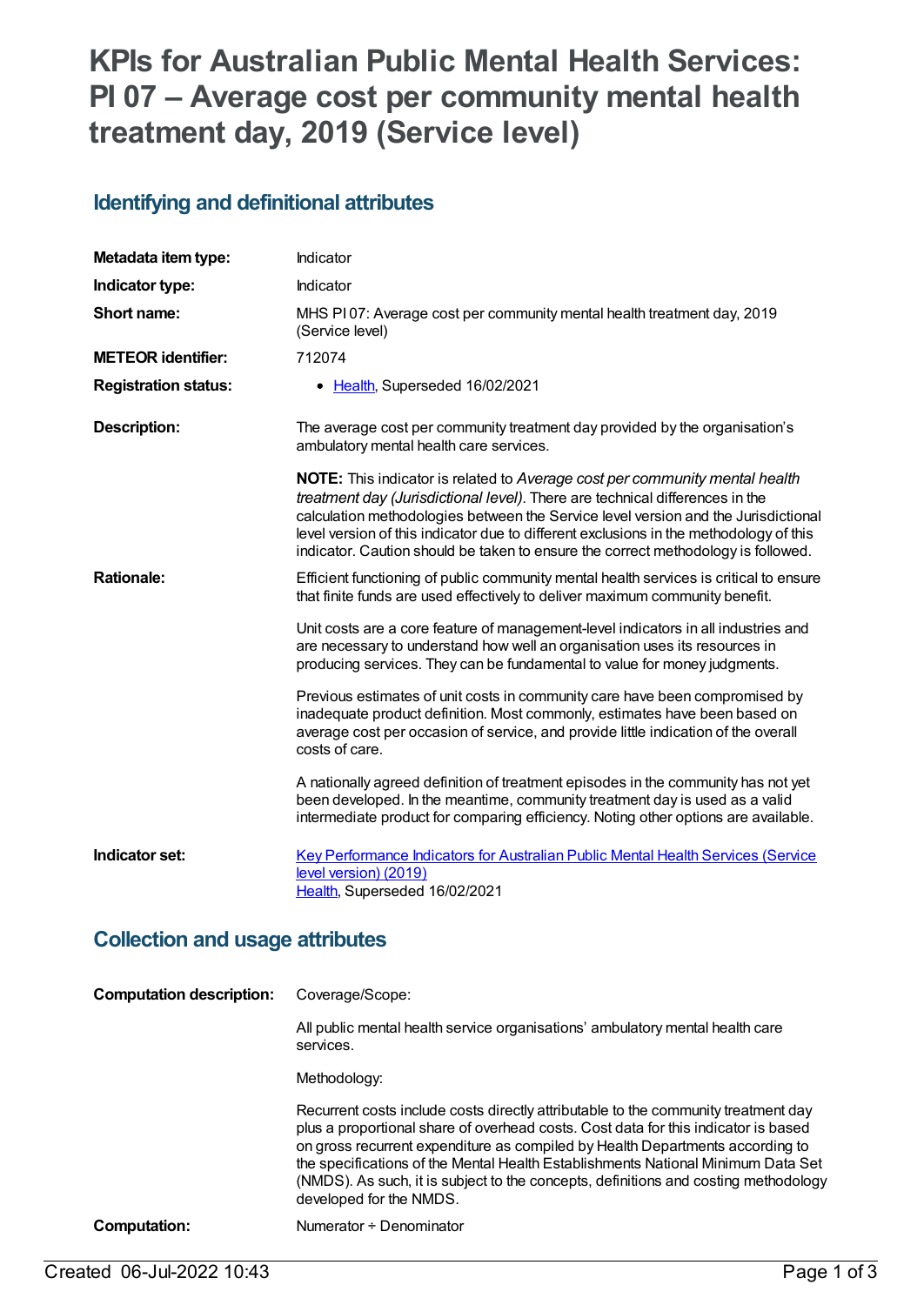# KPIs for Australian Public Mental Health Services: PI 07 – Average cost per community mental health treatment day, 2019 (Service level)

## Identifying and definitional attributes

| | |
|---|---|
| **Metadata item type:** | Indicator |
| **Indicator type:** | Indicator |
| **Short name:** | MHS PI 07: Average cost per community mental health treatment day, 2019 (Service level) |
| **METEOR identifier:** | 712074 |
| **Registration status:** | • Health, Superseded 16/02/2021 |
| **Description:** | The average cost per community treatment day provided by the organisation's ambulatory mental health care services.<br><br>**NOTE:** This indicator is related to *Average cost per community mental health treatment day (Jurisdictional level)*. There are technical differences in the calculation methodologies between the Service level version and the Jurisdictional level version of this indicator due to different exclusions in the methodology of this indicator. Caution should be taken to ensure the correct methodology is followed. |
| **Rationale:** | Efficient functioning of public community mental health services is critical to ensure that finite funds are used effectively to deliver maximum community benefit.<br><br>Unit costs are a core feature of management-level indicators in all industries and are necessary to understand how well an organisation uses its resources in producing services. They can be fundamental to value for money judgments.<br><br>Previous estimates of unit costs in community care have been compromised by inadequate product definition. Most commonly, estimates have been based on average cost per occasion of service, and provide little indication of the overall costs of care.<br><br>A nationally agreed definition of treatment episodes in the community has not yet been developed. In the meantime, community treatment day is used as a valid intermediate product for comparing efficiency. Noting other options are available. |
| **Indicator set:** | Key Performance Indicators for Australian Public Mental Health Services (Service level version) (2019)<br>Health, Superseded 16/02/2021 |

## Collection and usage attributes

| | |
|---|---|
| **Computation description:** | Coverage/Scope:<br><br>All public mental health service organisations' ambulatory mental health care services.<br><br>Methodology:<br><br>Recurrent costs include costs directly attributable to the community treatment day plus a proportional share of overhead costs. Cost data for this indicator is based on gross recurrent expenditure as compiled by Health Departments according to the specifications of the Mental Health Establishments National Minimum Data Set (NMDS). As such, it is subject to the concepts, definitions and costing methodology developed for the NMDS. |
| **Computation:** | Numerator ÷ Denominator |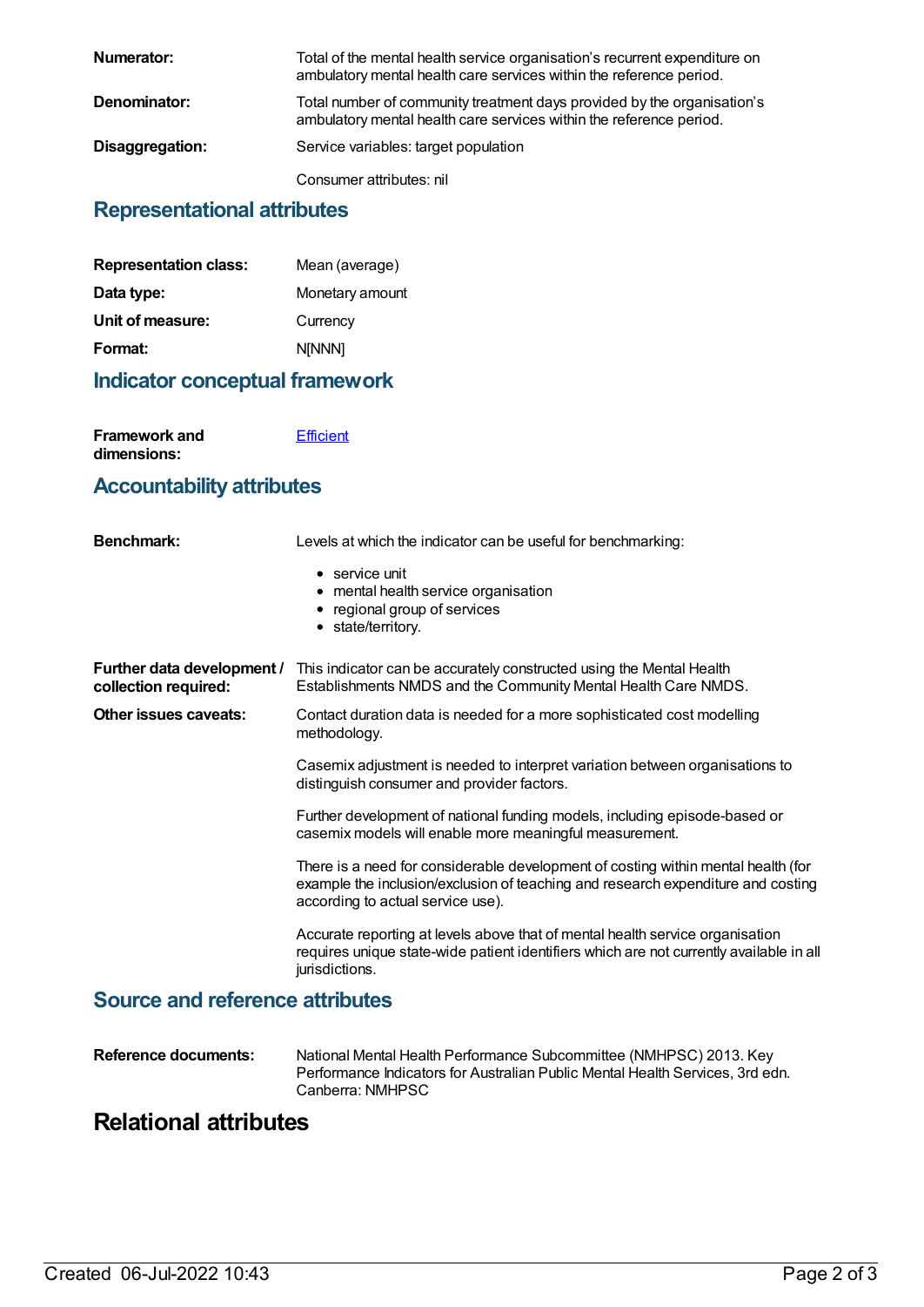| | |
|---|---|
| **Numerator:** | Total of the mental health service organisation's recurrent expenditure on ambulatory mental health care services within the reference period. |
| **Denominator:** | Total number of community treatment days provided by the organisation's ambulatory mental health care services within the reference period. |
| **Disaggregation:** | Service variables: target population<br><br>Consumer attributes: nil |

## Representational attributes

| | |
|---|---|
| **Representation class:** | Mean (average) |
| **Data type:** | Monetary amount |
| **Unit of measure:** | Currency |
| **Format:** | N[NNN] |

## Indicator conceptual framework

| | |
|---|---|
| **Framework and dimensions:** | Efficient |

## Accountability attributes

**Benchmark:** Levels at which the indicator can be useful for benchmarking:

- service unit
- mental health service organisation
- regional group of services
- state/territory.

**Further data development / collection required:** This indicator can be accurately constructed using the Mental Health Establishments NMDS and the Community Mental Health Care NMDS.

**Other issues caveats:** Contact duration data is needed for a more sophisticated cost modelling methodology.

Casemix adjustment is needed to interpret variation between organisations to distinguish consumer and provider factors.

Further development of national funding models, including episode-based or casemix models will enable more meaningful measurement.

There is a need for considerable development of costing within mental health (for example the inclusion/exclusion of teaching and research expenditure and costing according to actual service use).

Accurate reporting at levels above that of mental health service organisation requires unique state-wide patient identifiers which are not currently available in all jurisdictions.

## Source and reference attributes

**Reference documents:** National Mental Health Performance Subcommittee (NMHPSC) 2013. Key Performance Indicators for Australian Public Mental Health Services, 3rd edn. Canberra: NMHPSC

# Relational attributes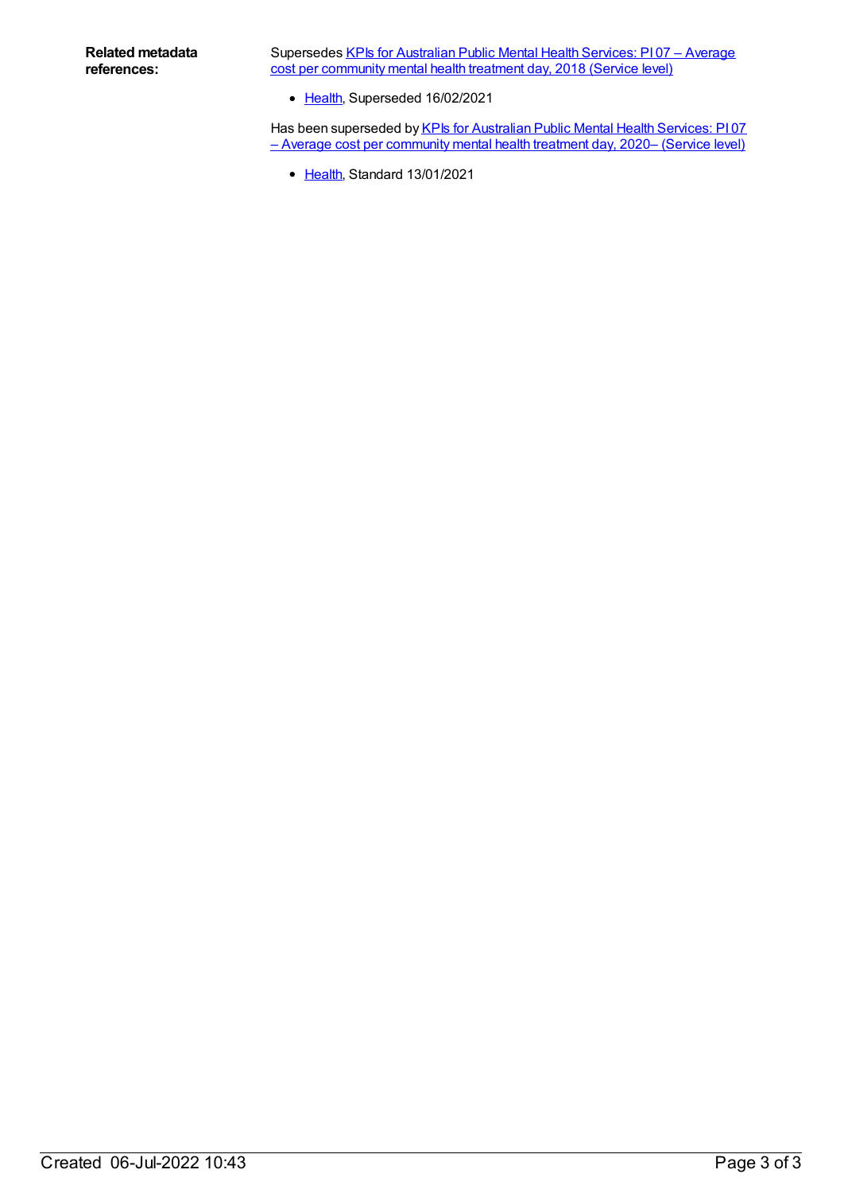**Related metadata references:**

Supersedes KPIs for Australian Public Mental Health Services: PI 07 – Average cost per community mental health treatment day, 2018 (Service level)

- Health, Superseded 16/02/2021

Has been superseded by KPIs for Australian Public Mental Health Services: PI 07 – Average cost per community mental health treatment day, 2020– (Service level)

- Health, Standard 13/01/2021